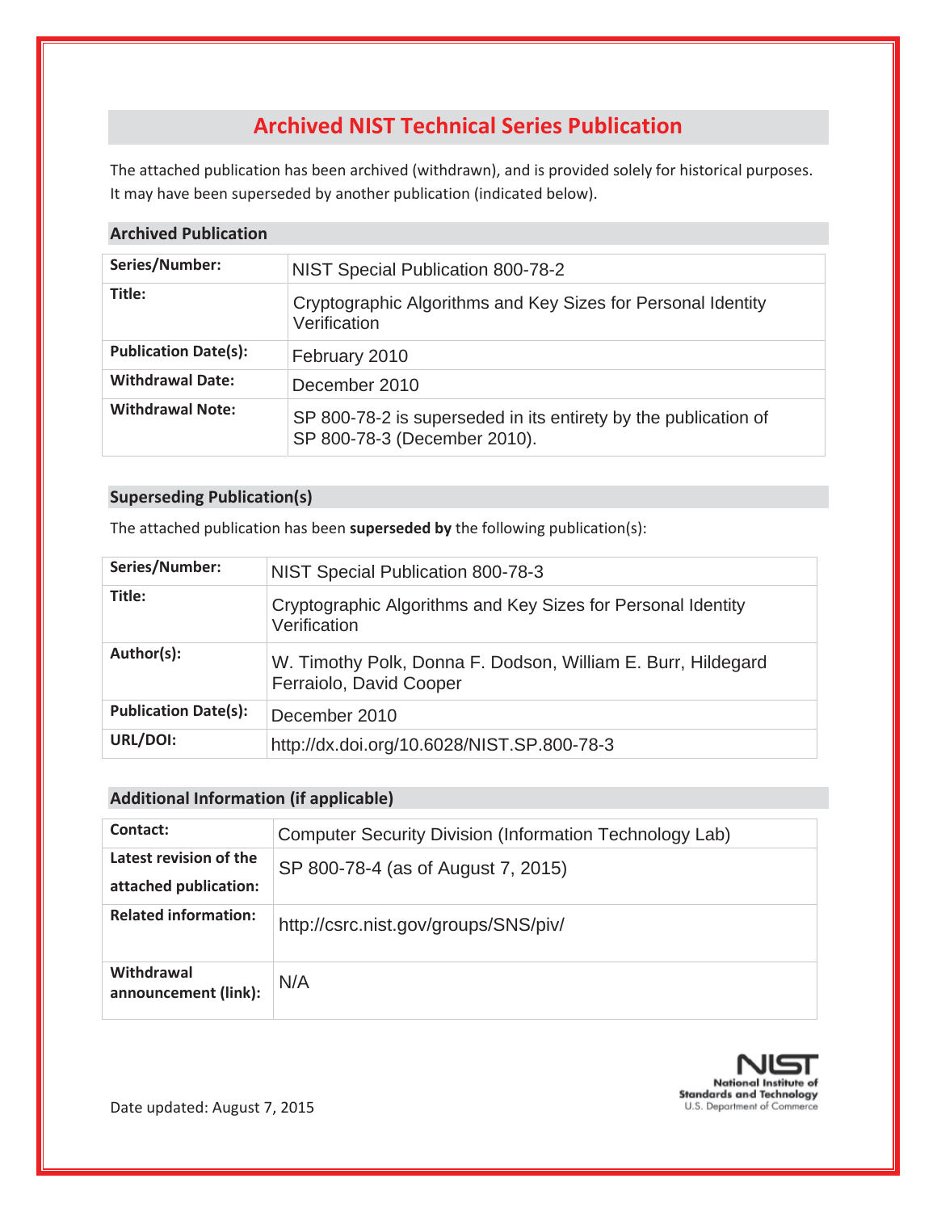# Archived NIST Technical Series Publication

The attached publication has been archived (withdrawn), and is provided solely for historical purposes. It may have been superseded by another publication (indicated below).

## Archived Publication

| | |
|---|---|
| **Series/Number:** | NIST Special Publication 800-78-2 |
| **Title:** | Cryptographic Algorithms and Key Sizes for Personal Identity Verification |
| **Publication Date(s):** | February 2010 |
| **Withdrawal Date:** | December 2010 |
| **Withdrawal Note:** | SP 800-78-2 is superseded in its entirety by the publication of SP 800-78-3 (December 2010). |

## Superseding Publication(s)

The attached publication has been **superseded by** the following publication(s):

| | |
|---|---|
| **Series/Number:** | NIST Special Publication 800-78-3 |
| **Title:** | Cryptographic Algorithms and Key Sizes for Personal Identity Verification |
| **Author(s):** | W. Timothy Polk, Donna F. Dodson, William E. Burr, Hildegard Ferraiolo, David Cooper |
| **Publication Date(s):** | December 2010 |
| **URL/DOI:** | http://dx.doi.org/10.6028/NIST.SP.800-78-3 |

## Additional Information (if applicable)

| | |
|---|---|
| **Contact:** | Computer Security Division (Information Technology Lab) |
| **Latest revision of the attached publication:** | SP 800-78-4 (as of August 7, 2015) |
| **Related information:** | http://csrc.nist.gov/groups/SNS/piv/ |
| **Withdrawal announcement (link):** | N/A |

Date updated: August 7, 2015

NIST
National Institute of Standards and Technology
U.S. Department of Commerce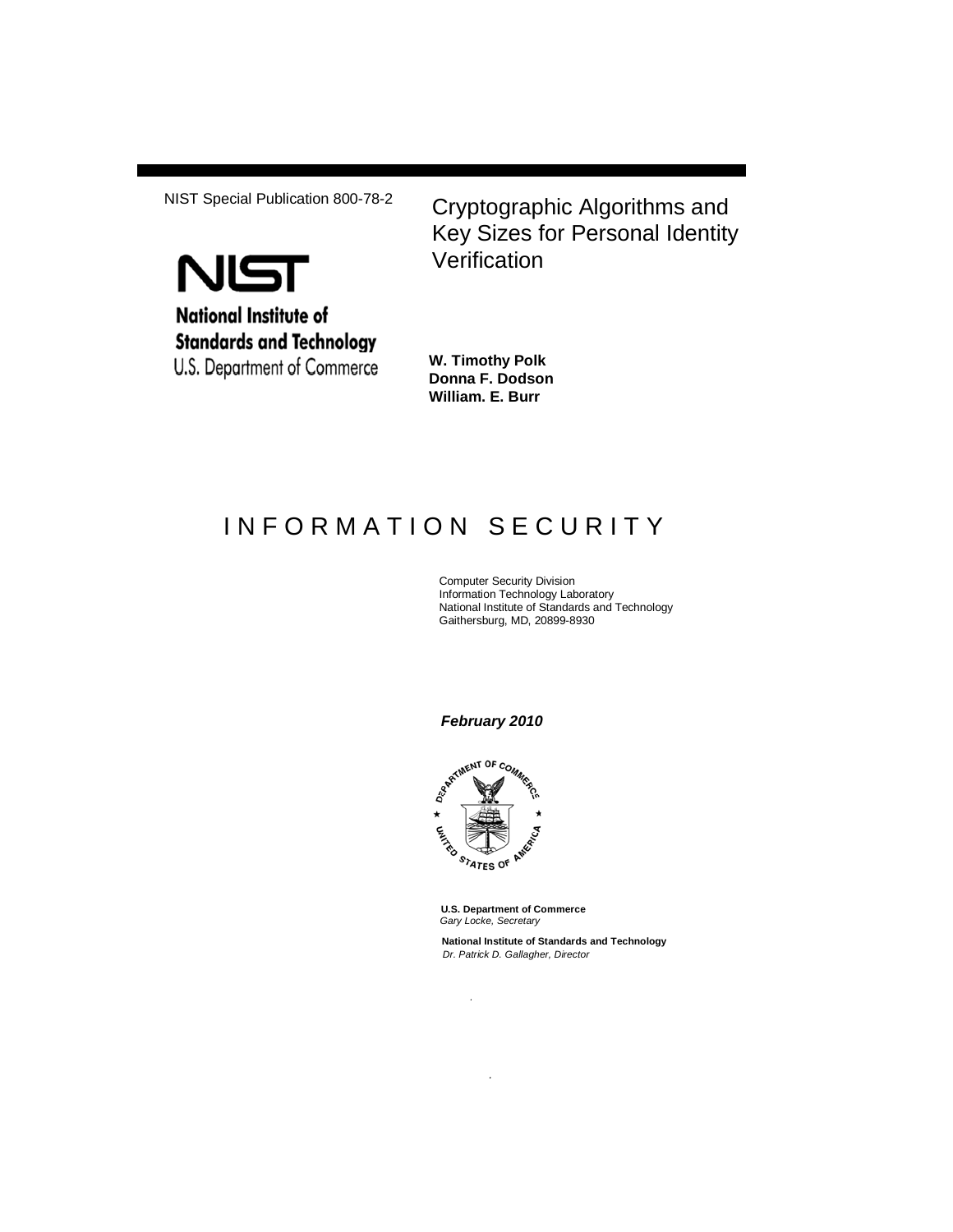NIST Special Publication 800-78-2

# Cryptographic Algorithms and Key Sizes for Personal Identity Verification

**NIST**

**National Institute of Standards and Technology**

U.S. Department of Commerce

**W. Timothy Polk**
**Donna F. Dodson**
**William. E. Burr**

## I N F O R M A T I O N   S E C U R I T Y

Computer Security Division
Information Technology Laboratory
National Institute of Standards and Technology
Gaithersburg, MD, 20899-8930

***February 2010***

**U.S. Department of Commerce**
*Gary Locke, Secretary*

**National Institute of Standards and Technology**
*Dr. Patrick D. Gallagher, Director*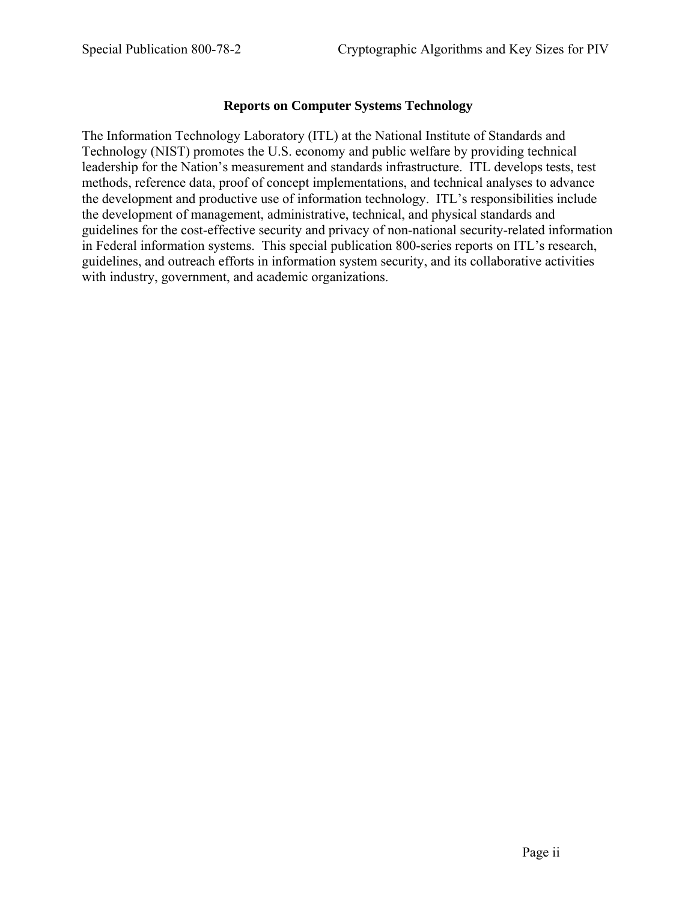## Reports on Computer Systems Technology

The Information Technology Laboratory (ITL) at the National Institute of Standards and Technology (NIST) promotes the U.S. economy and public welfare by providing technical leadership for the Nation's measurement and standards infrastructure. ITL develops tests, test methods, reference data, proof of concept implementations, and technical analyses to advance the development and productive use of information technology. ITL's responsibilities include the development of management, administrative, technical, and physical standards and guidelines for the cost-effective security and privacy of non-national security-related information in Federal information systems. This special publication 800-series reports on ITL's research, guidelines, and outreach efforts in information system security, and its collaborative activities with industry, government, and academic organizations.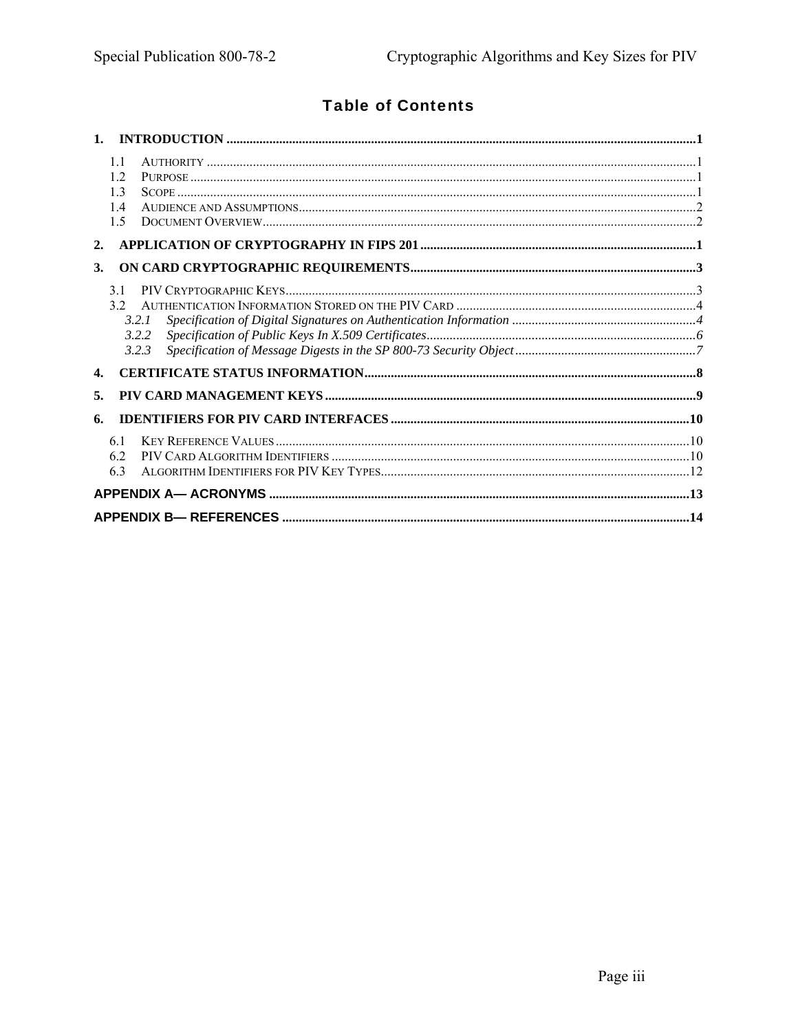# Table of Contents

1. INTRODUCTION ..... 1
   - 1.1 AUTHORITY ..... 1
   - 1.2 PURPOSE ..... 1
   - 1.3 SCOPE ..... 1
   - 1.4 AUDIENCE AND ASSUMPTIONS ..... 2
   - 1.5 DOCUMENT OVERVIEW ..... 2
2. APPLICATION OF CRYPTOGRAPHY IN FIPS 201 ..... 1
3. ON CARD CRYPTOGRAPHIC REQUIREMENTS ..... 3
   - 3.1 PIV CRYPTOGRAPHIC KEYS ..... 3
   - 3.2 AUTHENTICATION INFORMATION STORED ON THE PIV CARD ..... 4
     - *3.2.1 Specification of Digital Signatures on Authentication Information ..... 4*
     - *3.2.2 Specification of Public Keys In X.509 Certificates ..... 6*
     - *3.2.3 Specification of Message Digests in the SP 800-73 Security Object ..... 7*
4. CERTIFICATE STATUS INFORMATION ..... 8
5. PIV CARD MANAGEMENT KEYS ..... 9
6. IDENTIFIERS FOR PIV CARD INTERFACES ..... 10
   - 6.1 KEY REFERENCE VALUES ..... 10
   - 6.2 PIV CARD ALGORITHM IDENTIFIERS ..... 10
   - 6.3 ALGORITHM IDENTIFIERS FOR PIV KEY TYPES ..... 12

APPENDIX A— ACRONYMS ..... 13

APPENDIX B— REFERENCES ..... 14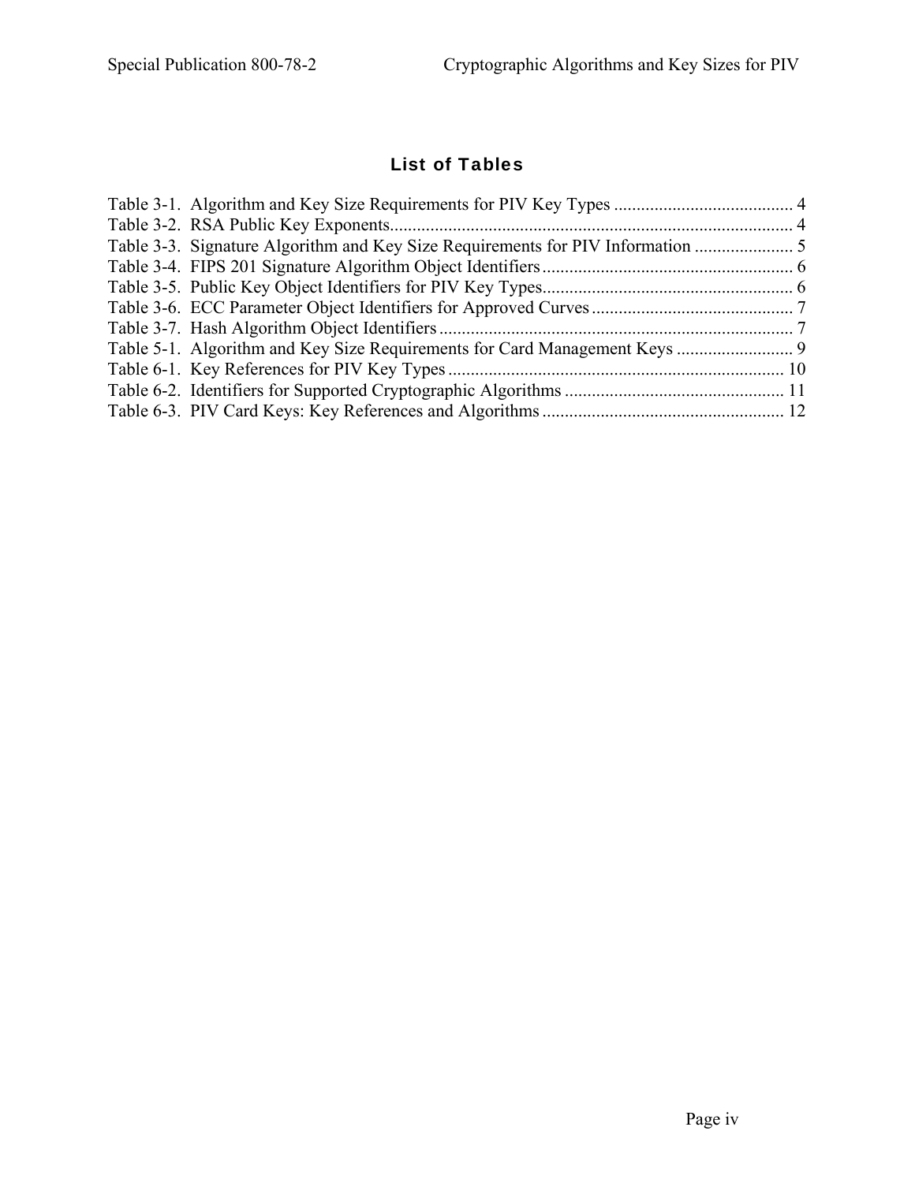## List of Tables

Table 3-1. Algorithm and Key Size Requirements for PIV Key Types ........................................ 4
Table 3-2. RSA Public Key Exponents.......................................................................................... 4
Table 3-3. Signature Algorithm and Key Size Requirements for PIV Information ...................... 5
Table 3-4. FIPS 201 Signature Algorithm Object Identifiers........................................................ 6
Table 3-5. Public Key Object Identifiers for PIV Key Types........................................................ 6
Table 3-6. ECC Parameter Object Identifiers for Approved Curves ............................................. 7
Table 3-7. Hash Algorithm Object Identifiers ............................................................................... 7
Table 5-1. Algorithm and Key Size Requirements for Card Management Keys .......................... 9
Table 6-1. Key References for PIV Key Types ........................................................................... 10
Table 6-2. Identifiers for Supported Cryptographic Algorithms ................................................. 11
Table 6-3. PIV Card Keys: Key References and Algorithms ...................................................... 12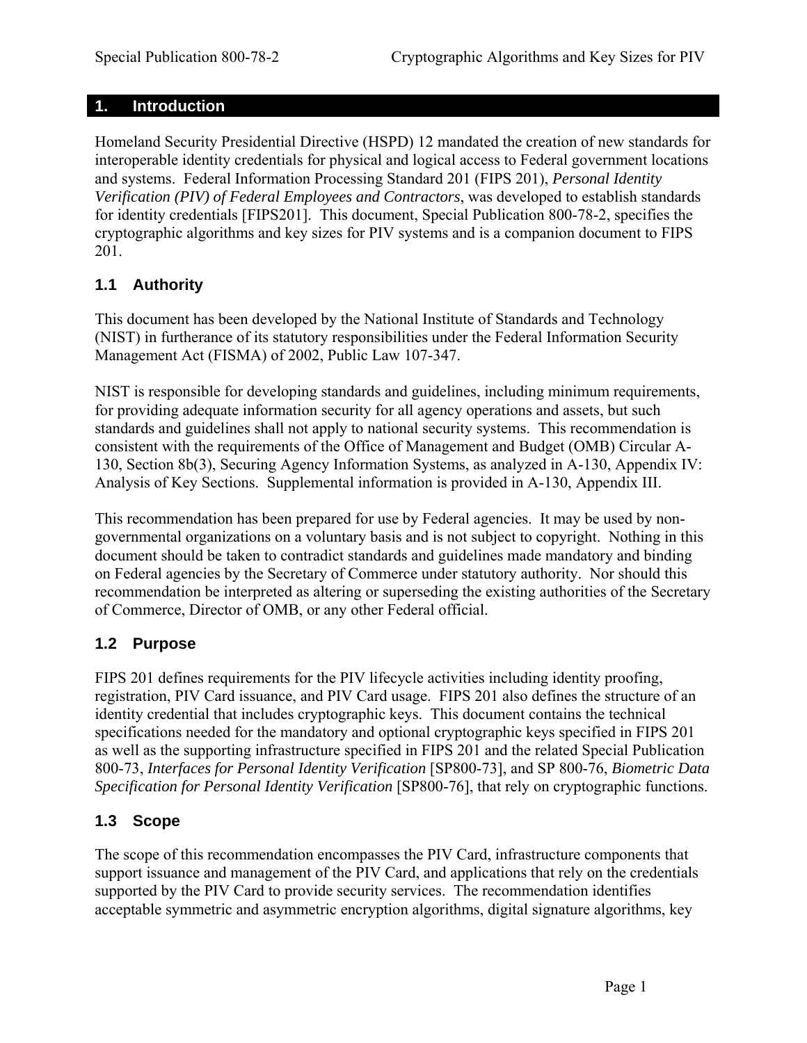# 1. Introduction

Homeland Security Presidential Directive (HSPD) 12 mandated the creation of new standards for interoperable identity credentials for physical and logical access to Federal government locations and systems. Federal Information Processing Standard 201 (FIPS 201), *Personal Identity Verification (PIV) of Federal Employees and Contractors*, was developed to establish standards for identity credentials [FIPS201]. This document, Special Publication 800-78-2, specifies the cryptographic algorithms and key sizes for PIV systems and is a companion document to FIPS 201.

## 1.1 Authority

This document has been developed by the National Institute of Standards and Technology (NIST) in furtherance of its statutory responsibilities under the Federal Information Security Management Act (FISMA) of 2002, Public Law 107-347.

NIST is responsible for developing standards and guidelines, including minimum requirements, for providing adequate information security for all agency operations and assets, but such standards and guidelines shall not apply to national security systems. This recommendation is consistent with the requirements of the Office of Management and Budget (OMB) Circular A-130, Section 8b(3), Securing Agency Information Systems, as analyzed in A-130, Appendix IV: Analysis of Key Sections. Supplemental information is provided in A-130, Appendix III.

This recommendation has been prepared for use by Federal agencies. It may be used by non-governmental organizations on a voluntary basis and is not subject to copyright. Nothing in this document should be taken to contradict standards and guidelines made mandatory and binding on Federal agencies by the Secretary of Commerce under statutory authority. Nor should this recommendation be interpreted as altering or superseding the existing authorities of the Secretary of Commerce, Director of OMB, or any other Federal official.

## 1.2 Purpose

FIPS 201 defines requirements for the PIV lifecycle activities including identity proofing, registration, PIV Card issuance, and PIV Card usage. FIPS 201 also defines the structure of an identity credential that includes cryptographic keys. This document contains the technical specifications needed for the mandatory and optional cryptographic keys specified in FIPS 201 as well as the supporting infrastructure specified in FIPS 201 and the related Special Publication 800-73, *Interfaces for Personal Identity Verification* [SP800-73], and SP 800-76, *Biometric Data Specification for Personal Identity Verification* [SP800-76], that rely on cryptographic functions.

## 1.3 Scope

The scope of this recommendation encompasses the PIV Card, infrastructure components that support issuance and management of the PIV Card, and applications that rely on the credentials supported by the PIV Card to provide security services. The recommendation identifies acceptable symmetric and asymmetric encryption algorithms, digital signature algorithms, key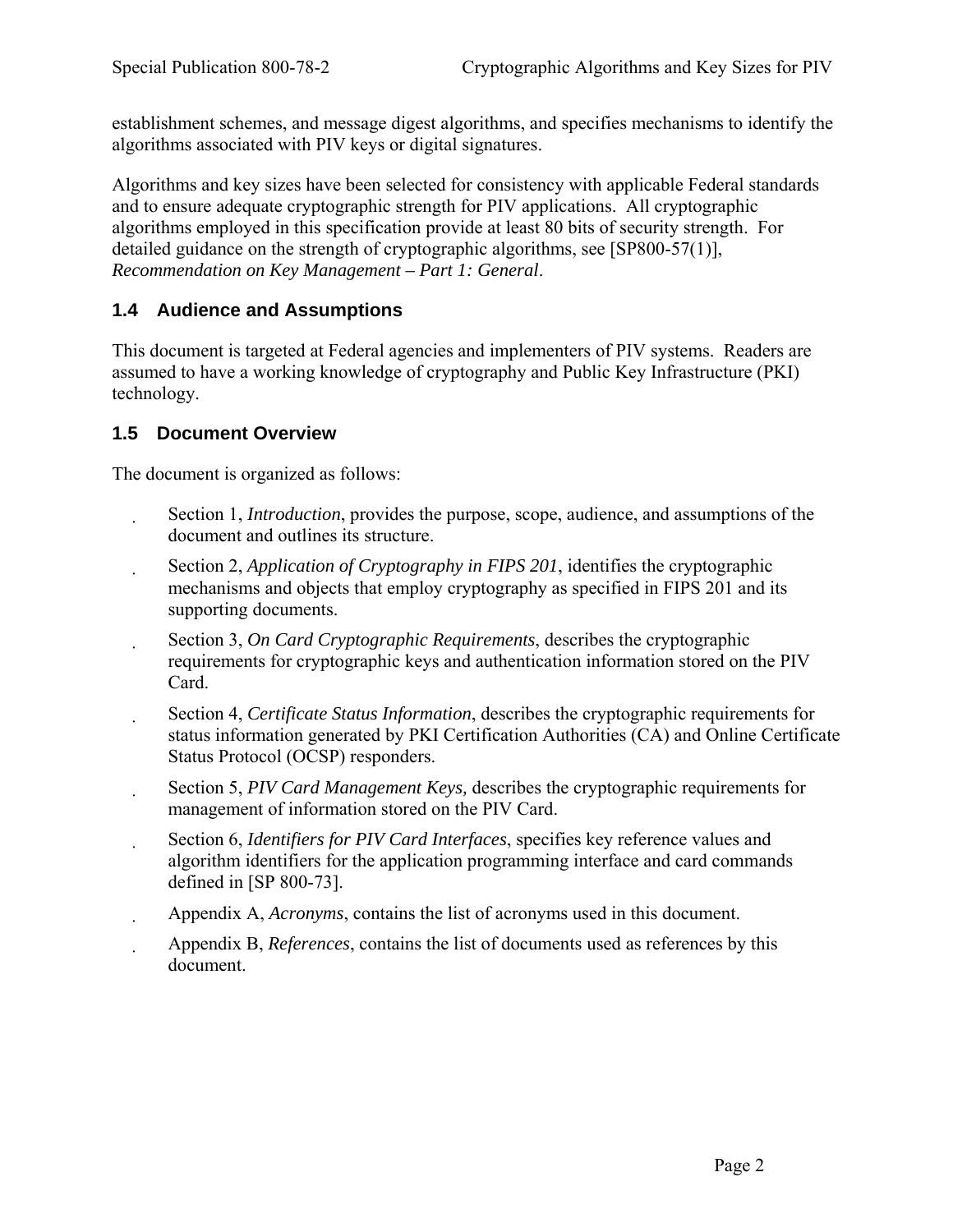establishment schemes, and message digest algorithms, and specifies mechanisms to identify the algorithms associated with PIV keys or digital signatures.

Algorithms and key sizes have been selected for consistency with applicable Federal standards and to ensure adequate cryptographic strength for PIV applications. All cryptographic algorithms employed in this specification provide at least 80 bits of security strength. For detailed guidance on the strength of cryptographic algorithms, see [SP800-57(1)], *Recommendation on Key Management – Part 1: General*.

### 1.4 Audience and Assumptions

This document is targeted at Federal agencies and implementers of PIV systems. Readers are assumed to have a working knowledge of cryptography and Public Key Infrastructure (PKI) technology.

### 1.5 Document Overview

The document is organized as follows:

- Section 1, *Introduction*, provides the purpose, scope, audience, and assumptions of the document and outlines its structure.
- Section 2, *Application of Cryptography in FIPS 201*, identifies the cryptographic mechanisms and objects that employ cryptography as specified in FIPS 201 and its supporting documents.
- Section 3, *On Card Cryptographic Requirements*, describes the cryptographic requirements for cryptographic keys and authentication information stored on the PIV Card.
- Section 4, *Certificate Status Information*, describes the cryptographic requirements for status information generated by PKI Certification Authorities (CA) and Online Certificate Status Protocol (OCSP) responders.
- Section 5, *PIV Card Management Keys,* describes the cryptographic requirements for management of information stored on the PIV Card.
- Section 6, *Identifiers for PIV Card Interfaces*, specifies key reference values and algorithm identifiers for the application programming interface and card commands defined in [SP 800-73].
- Appendix A, *Acronyms*, contains the list of acronyms used in this document.
- Appendix B, *References*, contains the list of documents used as references by this document.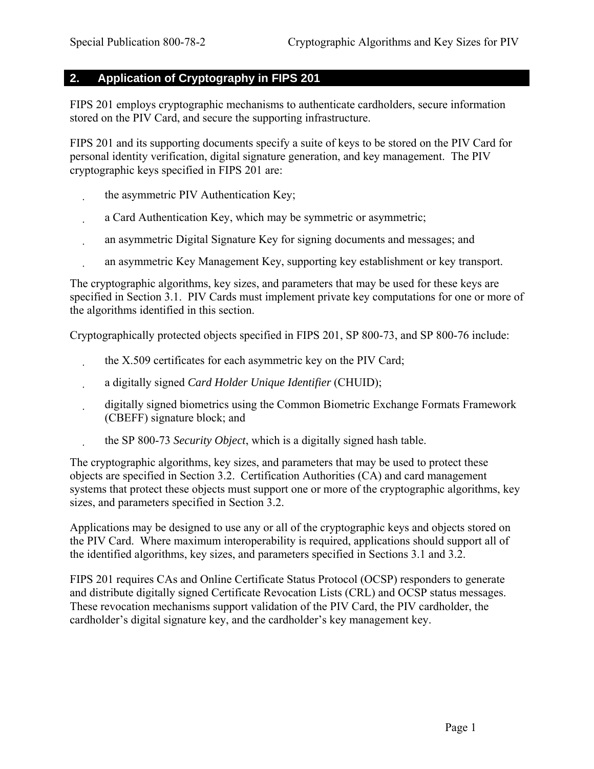## 2. Application of Cryptography in FIPS 201

FIPS 201 employs cryptographic mechanisms to authenticate cardholders, secure information stored on the PIV Card, and secure the supporting infrastructure.

FIPS 201 and its supporting documents specify a suite of keys to be stored on the PIV Card for personal identity verification, digital signature generation, and key management. The PIV cryptographic keys specified in FIPS 201 are:

- the asymmetric PIV Authentication Key;
- a Card Authentication Key, which may be symmetric or asymmetric;
- an asymmetric Digital Signature Key for signing documents and messages; and
- an asymmetric Key Management Key, supporting key establishment or key transport.

The cryptographic algorithms, key sizes, and parameters that may be used for these keys are specified in Section 3.1. PIV Cards must implement private key computations for one or more of the algorithms identified in this section.

Cryptographically protected objects specified in FIPS 201, SP 800-73, and SP 800-76 include:

- the X.509 certificates for each asymmetric key on the PIV Card;
- a digitally signed *Card Holder Unique Identifier* (CHUID);
- digitally signed biometrics using the Common Biometric Exchange Formats Framework (CBEFF) signature block; and
- the SP 800-73 *Security Object*, which is a digitally signed hash table.

The cryptographic algorithms, key sizes, and parameters that may be used to protect these objects are specified in Section 3.2. Certification Authorities (CA) and card management systems that protect these objects must support one or more of the cryptographic algorithms, key sizes, and parameters specified in Section 3.2.

Applications may be designed to use any or all of the cryptographic keys and objects stored on the PIV Card. Where maximum interoperability is required, applications should support all of the identified algorithms, key sizes, and parameters specified in Sections 3.1 and 3.2.

FIPS 201 requires CAs and Online Certificate Status Protocol (OCSP) responders to generate and distribute digitally signed Certificate Revocation Lists (CRL) and OCSP status messages. These revocation mechanisms support validation of the PIV Card, the PIV cardholder, the cardholder's digital signature key, and the cardholder's key management key.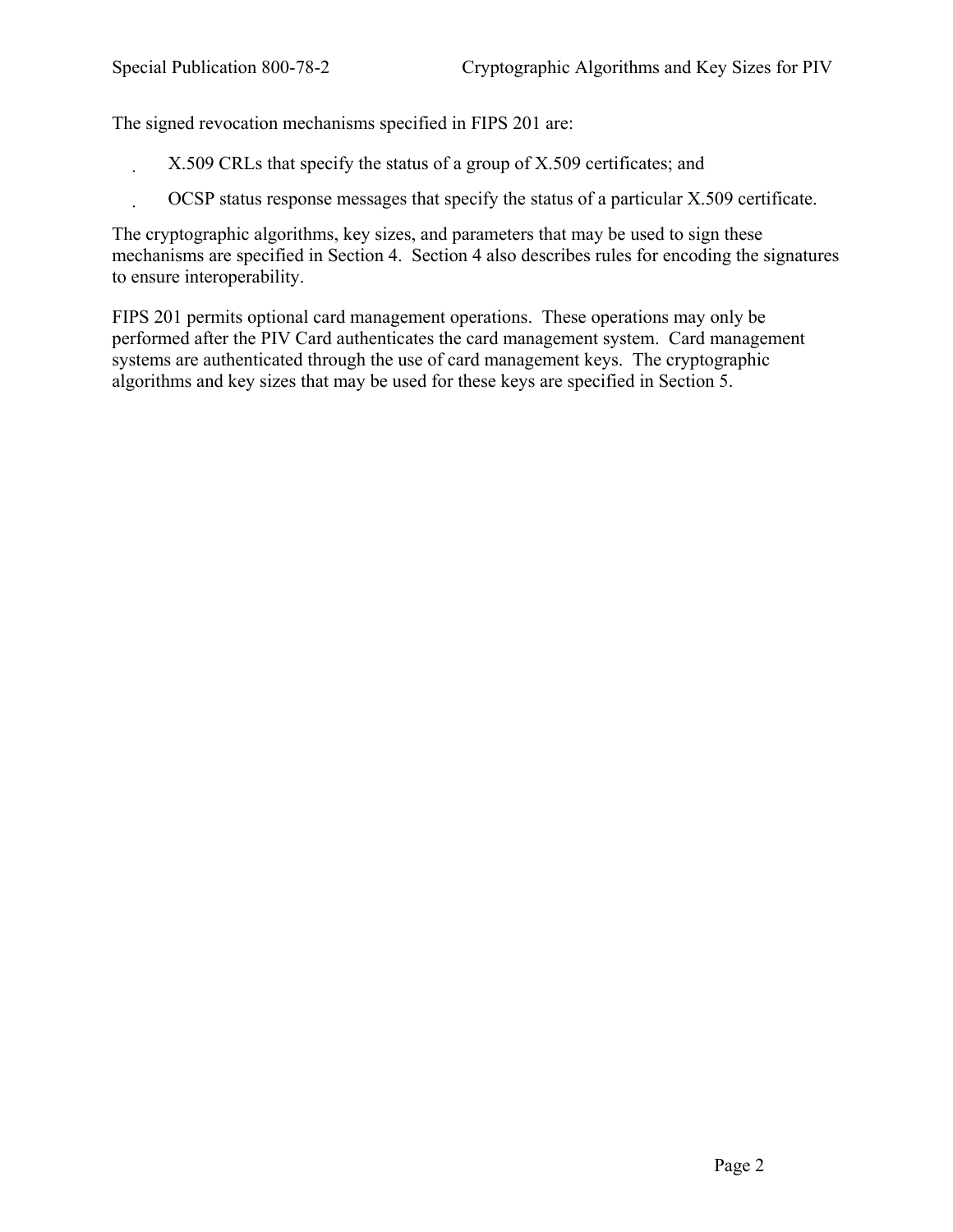The signed revocation mechanisms specified in FIPS 201 are:

- X.509 CRLs that specify the status of a group of X.509 certificates; and
- OCSP status response messages that specify the status of a particular X.509 certificate.

The cryptographic algorithms, key sizes, and parameters that may be used to sign these mechanisms are specified in Section 4. Section 4 also describes rules for encoding the signatures to ensure interoperability.

FIPS 201 permits optional card management operations. These operations may only be performed after the PIV Card authenticates the card management system. Card management systems are authenticated through the use of card management keys. The cryptographic algorithms and key sizes that may be used for these keys are specified in Section 5.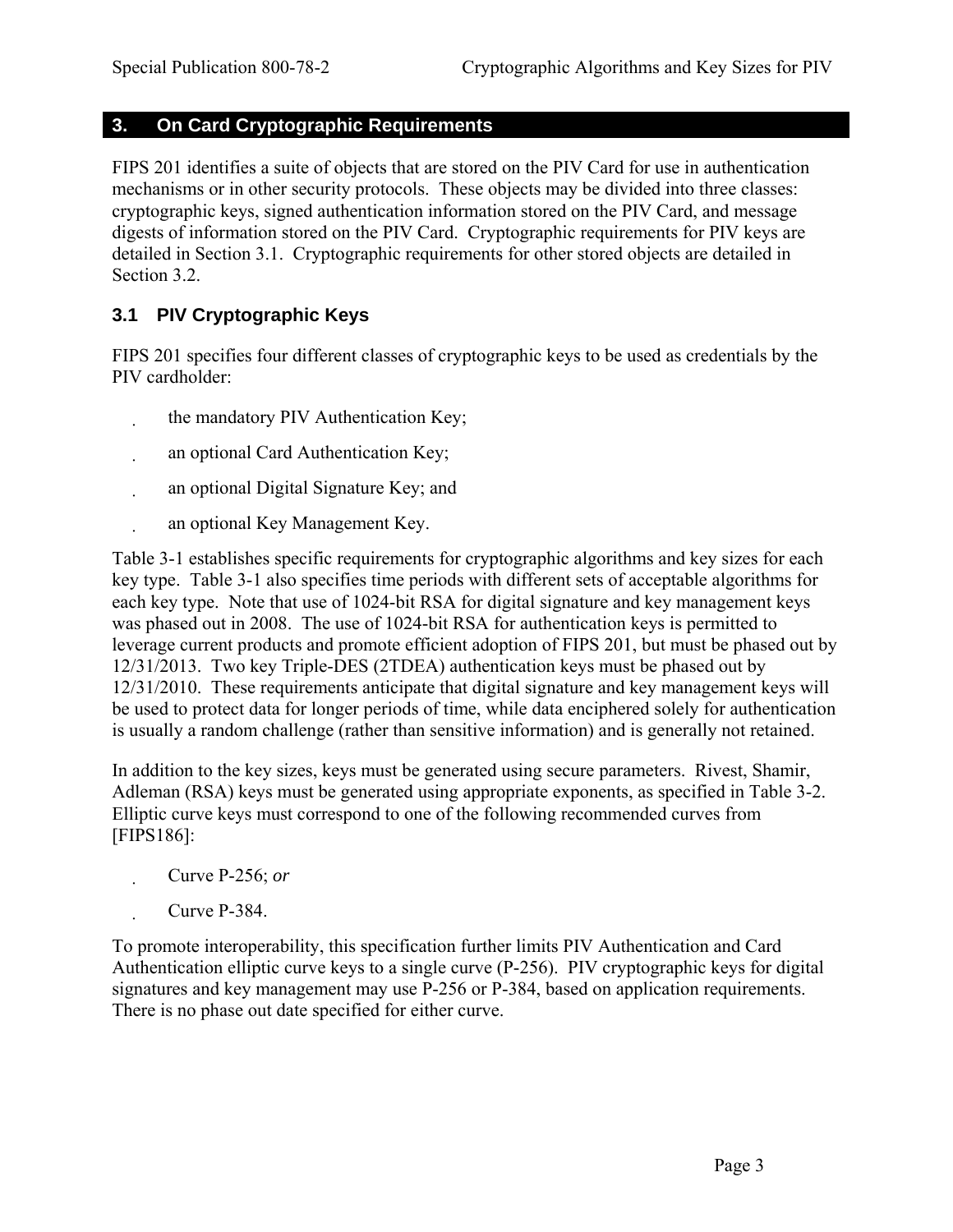## 3. On Card Cryptographic Requirements

FIPS 201 identifies a suite of objects that are stored on the PIV Card for use in authentication mechanisms or in other security protocols. These objects may be divided into three classes: cryptographic keys, signed authentication information stored on the PIV Card, and message digests of information stored on the PIV Card. Cryptographic requirements for PIV keys are detailed in Section 3.1. Cryptographic requirements for other stored objects are detailed in Section 3.2.

### 3.1 PIV Cryptographic Keys

FIPS 201 specifies four different classes of cryptographic keys to be used as credentials by the PIV cardholder:

- the mandatory PIV Authentication Key;
- an optional Card Authentication Key;
- an optional Digital Signature Key; and
- an optional Key Management Key.

Table 3-1 establishes specific requirements for cryptographic algorithms and key sizes for each key type. Table 3-1 also specifies time periods with different sets of acceptable algorithms for each key type. Note that use of 1024-bit RSA for digital signature and key management keys was phased out in 2008. The use of 1024-bit RSA for authentication keys is permitted to leverage current products and promote efficient adoption of FIPS 201, but must be phased out by 12/31/2013. Two key Triple-DES (2TDEA) authentication keys must be phased out by 12/31/2010. These requirements anticipate that digital signature and key management keys will be used to protect data for longer periods of time, while data enciphered solely for authentication is usually a random challenge (rather than sensitive information) and is generally not retained.

In addition to the key sizes, keys must be generated using secure parameters. Rivest, Shamir, Adleman (RSA) keys must be generated using appropriate exponents, as specified in Table 3-2. Elliptic curve keys must correspond to one of the following recommended curves from [FIPS186]:

- Curve P-256; *or*
- Curve P-384.

To promote interoperability, this specification further limits PIV Authentication and Card Authentication elliptic curve keys to a single curve (P-256). PIV cryptographic keys for digital signatures and key management may use P-256 or P-384, based on application requirements. There is no phase out date specified for either curve.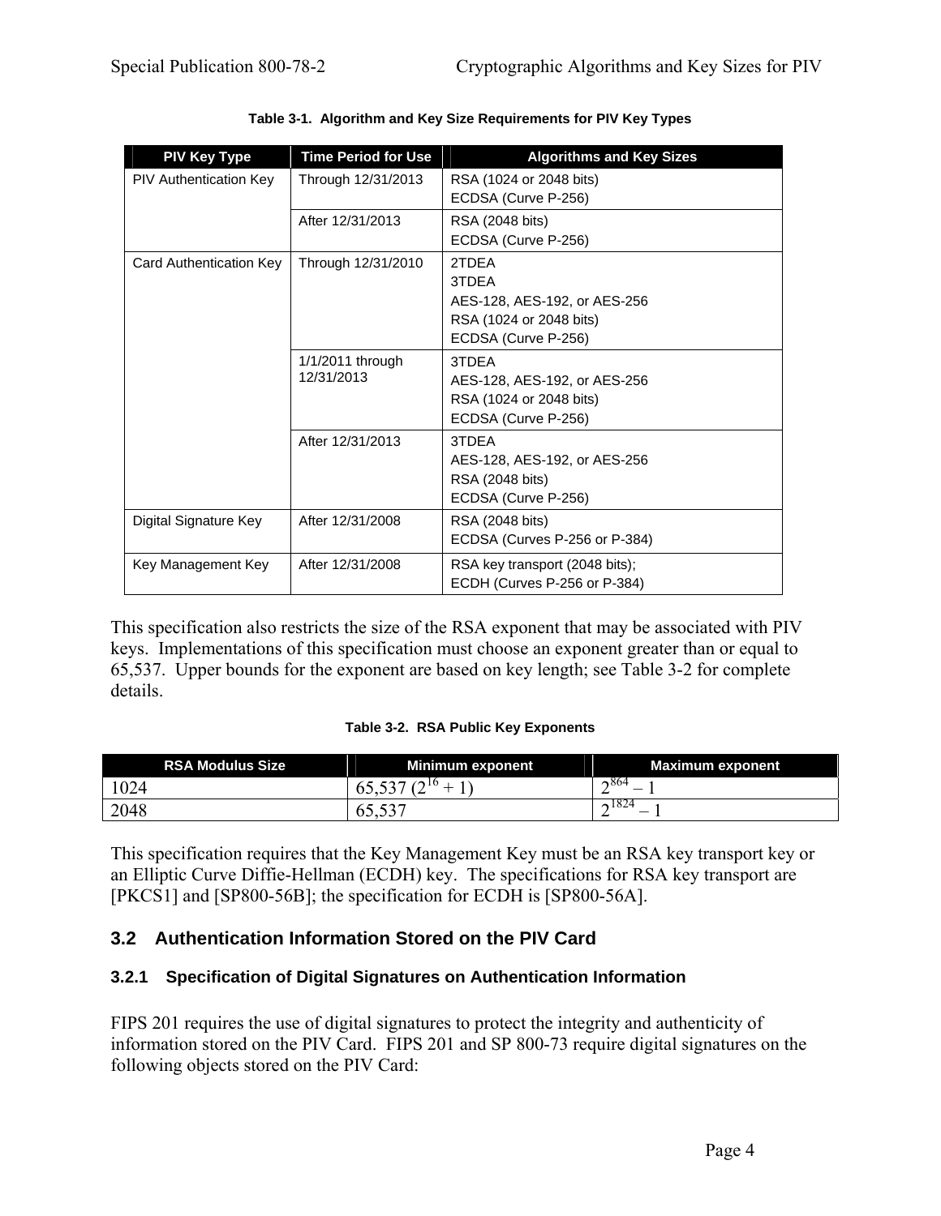**Table 3-1. Algorithm and Key Size Requirements for PIV Key Types**

| PIV Key Type | Time Period for Use | Algorithms and Key Sizes |
|---|---|---|
| PIV Authentication Key | Through 12/31/2013 | RSA (1024 or 2048 bits)<br>ECDSA (Curve P-256) |
| | After 12/31/2013 | RSA (2048 bits)<br>ECDSA (Curve P-256) |
| Card Authentication Key | Through 12/31/2010 | 2TDEA<br>3TDEA<br>AES-128, AES-192, or AES-256<br>RSA (1024 or 2048 bits)<br>ECDSA (Curve P-256) |
| | 1/1/2011 through 12/31/2013 | 3TDEA<br>AES-128, AES-192, or AES-256<br>RSA (1024 or 2048 bits)<br>ECDSA (Curve P-256) |
| | After 12/31/2013 | 3TDEA<br>AES-128, AES-192, or AES-256<br>RSA (2048 bits)<br>ECDSA (Curve P-256) |
| Digital Signature Key | After 12/31/2008 | RSA (2048 bits)<br>ECDSA (Curves P-256 or P-384) |
| Key Management Key | After 12/31/2008 | RSA key transport (2048 bits);<br>ECDH (Curves P-256 or P-384) |

This specification also restricts the size of the RSA exponent that may be associated with PIV keys. Implementations of this specification must choose an exponent greater than or equal to 65,537. Upper bounds for the exponent are based on key length; see Table 3-2 for complete details.

**Table 3-2. RSA Public Key Exponents**

| RSA Modulus Size | Minimum exponent | Maximum exponent |
|---|---|---|
| 1024 | 65,537 ($2^{16} + 1$) | $2^{864} - 1$ |
| 2048 | 65,537 | $2^{1824} - 1$ |

This specification requires that the Key Management Key must be an RSA key transport key or an Elliptic Curve Diffie-Hellman (ECDH) key. The specifications for RSA key transport are [PKCS1] and [SP800-56B]; the specification for ECDH is [SP800-56A].

## 3.2 Authentication Information Stored on the PIV Card

### 3.2.1 Specification of Digital Signatures on Authentication Information

FIPS 201 requires the use of digital signatures to protect the integrity and authenticity of information stored on the PIV Card. FIPS 201 and SP 800-73 require digital signatures on the following objects stored on the PIV Card: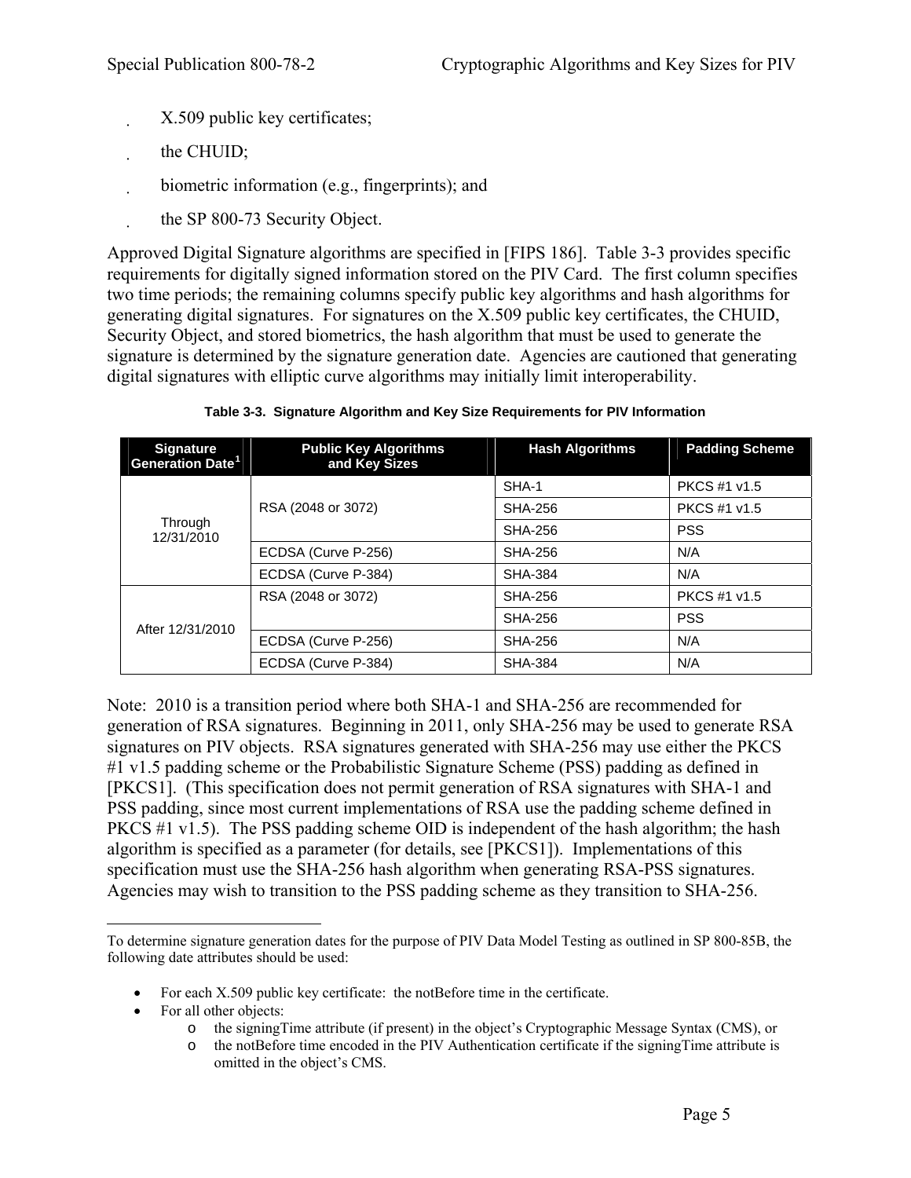- X.509 public key certificates;
- the CHUID;
- biometric information (e.g., fingerprints); and
- the SP 800-73 Security Object.

Approved Digital Signature algorithms are specified in [FIPS 186]. Table 3-3 provides specific requirements for digitally signed information stored on the PIV Card. The first column specifies two time periods; the remaining columns specify public key algorithms and hash algorithms for generating digital signatures. For signatures on the X.509 public key certificates, the CHUID, Security Object, and stored biometrics, the hash algorithm that must be used to generate the signature is determined by the signature generation date. Agencies are cautioned that generating digital signatures with elliptic curve algorithms may initially limit interoperability.

**Table 3-3. Signature Algorithm and Key Size Requirements for PIV Information**

| Signature Generation Date[1] | Public Key Algorithms and Key Sizes | Hash Algorithms | Padding Scheme |
|---|---|---|---|
| Through 12/31/2010 | RSA (2048 or 3072) | SHA-1 | PKCS #1 v1.5 |
| | | SHA-256 | PKCS #1 v1.5 |
| | | SHA-256 | PSS |
| | ECDSA (Curve P-256) | SHA-256 | N/A |
| | ECDSA (Curve P-384) | SHA-384 | N/A |
| After 12/31/2010 | RSA (2048 or 3072) | SHA-256 | PKCS #1 v1.5 |
| | | SHA-256 | PSS |
| | ECDSA (Curve P-256) | SHA-256 | N/A |
| | ECDSA (Curve P-384) | SHA-384 | N/A |

Note: 2010 is a transition period where both SHA-1 and SHA-256 are recommended for generation of RSA signatures. Beginning in 2011, only SHA-256 may be used to generate RSA signatures on PIV objects. RSA signatures generated with SHA-256 may use either the PKCS #1 v1.5 padding scheme or the Probabilistic Signature Scheme (PSS) padding as defined in [PKCS1]. (This specification does not permit generation of RSA signatures with SHA-1 and PSS padding, since most current implementations of RSA use the padding scheme defined in PKCS #1 v1.5). The PSS padding scheme OID is independent of the hash algorithm; the hash algorithm is specified as a parameter (for details, see [PKCS1]). Implementations of this specification must use the SHA-256 hash algorithm when generating RSA-PSS signatures. Agencies may wish to transition to the PSS padding scheme as they transition to SHA-256.

---

[1] To determine signature generation dates for the purpose of PIV Data Model Testing as outlined in SP 800-85B, the following date attributes should be used:

- For each X.509 public key certificate: the notBefore time in the certificate.
- For all other objects:
  - the signingTime attribute (if present) in the object's Cryptographic Message Syntax (CMS), or
  - the notBefore time encoded in the PIV Authentication certificate if the signingTime attribute is omitted in the object's CMS.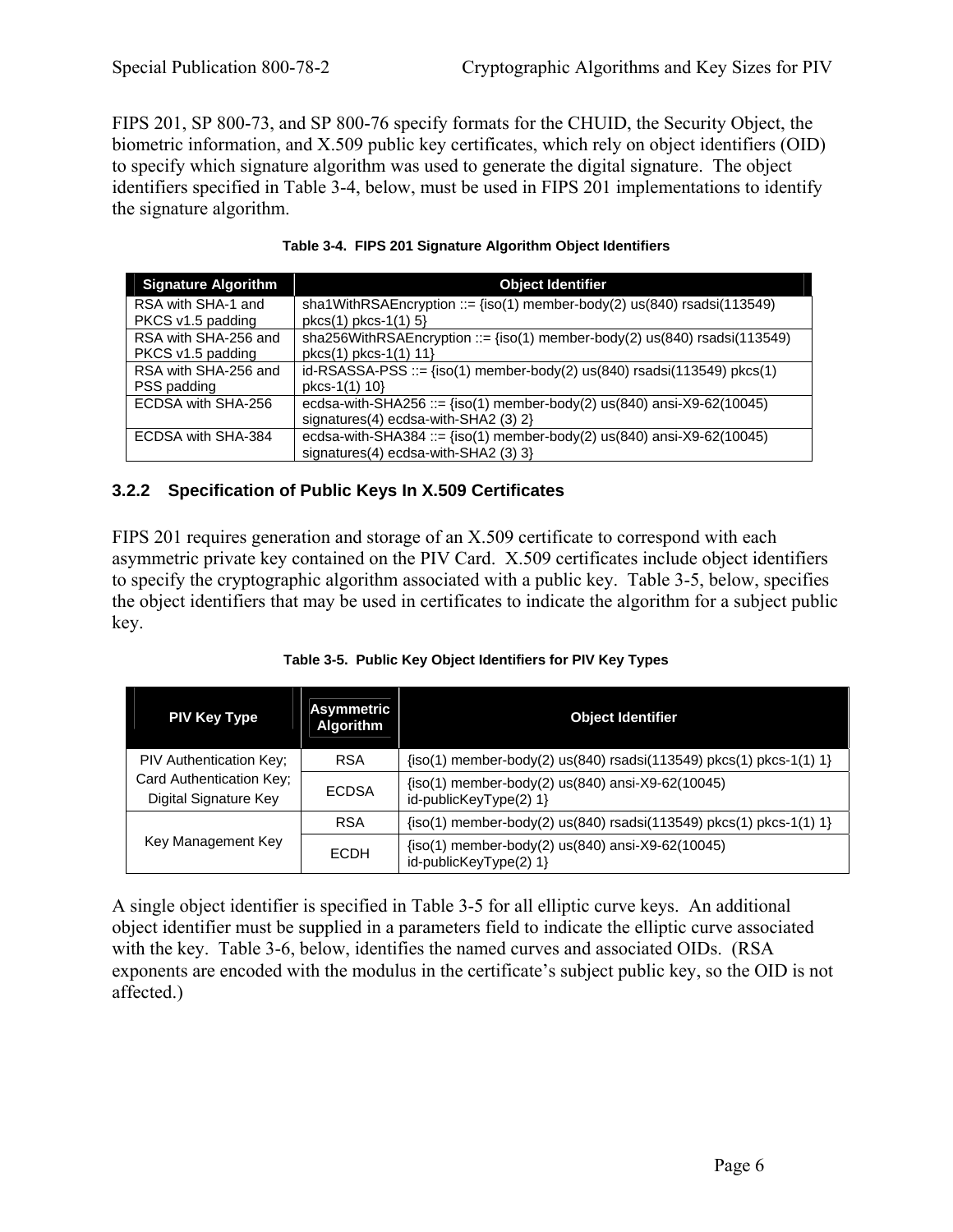FIPS 201, SP 800-73, and SP 800-76 specify formats for the CHUID, the Security Object, the biometric information, and X.509 public key certificates, which rely on object identifiers (OID) to specify which signature algorithm was used to generate the digital signature. The object identifiers specified in Table 3-4, below, must be used in FIPS 201 implementations to identify the signature algorithm.

**Table 3-4. FIPS 201 Signature Algorithm Object Identifiers**

| Signature Algorithm | Object Identifier |
|---|---|
| RSA with SHA-1 and PKCS v1.5 padding | sha1WithRSAEncryption ::= {iso(1) member-body(2) us(840) rsadsi(113549) pkcs(1) pkcs-1(1) 5} |
| RSA with SHA-256 and PKCS v1.5 padding | sha256WithRSAEncryption ::= {iso(1) member-body(2) us(840) rsadsi(113549) pkcs(1) pkcs-1(1) 11} |
| RSA with SHA-256 and PSS padding | id-RSASSA-PSS ::= {iso(1) member-body(2) us(840) rsadsi(113549) pkcs(1) pkcs-1(1) 10} |
| ECDSA with SHA-256 | ecdsa-with-SHA256 ::= {iso(1) member-body(2) us(840) ansi-X9-62(10045) signatures(4) ecdsa-with-SHA2 (3) 2} |
| ECDSA with SHA-384 | ecdsa-with-SHA384 ::= {iso(1) member-body(2) us(840) ansi-X9-62(10045) signatures(4) ecdsa-with-SHA2 (3) 3} |

### 3.2.2 Specification of Public Keys In X.509 Certificates

FIPS 201 requires generation and storage of an X.509 certificate to correspond with each asymmetric private key contained on the PIV Card. X.509 certificates include object identifiers to specify the cryptographic algorithm associated with a public key. Table 3-5, below, specifies the object identifiers that may be used in certificates to indicate the algorithm for a subject public key.

**Table 3-5. Public Key Object Identifiers for PIV Key Types**

| PIV Key Type | Asymmetric Algorithm | Object Identifier |
|---|---|---|
| PIV Authentication Key; Card Authentication Key; Digital Signature Key | RSA | {iso(1) member-body(2) us(840) rsadsi(113549) pkcs(1) pkcs-1(1) 1} |
| | ECDSA | {iso(1) member-body(2) us(840) ansi-X9-62(10045) id-publicKeyType(2) 1} |
| Key Management Key | RSA | {iso(1) member-body(2) us(840) rsadsi(113549) pkcs(1) pkcs-1(1) 1} |
| | ECDH | {iso(1) member-body(2) us(840) ansi-X9-62(10045) id-publicKeyType(2) 1} |

A single object identifier is specified in Table 3-5 for all elliptic curve keys. An additional object identifier must be supplied in a parameters field to indicate the elliptic curve associated with the key. Table 3-6, below, identifies the named curves and associated OIDs. (RSA exponents are encoded with the modulus in the certificate's subject public key, so the OID is not affected.)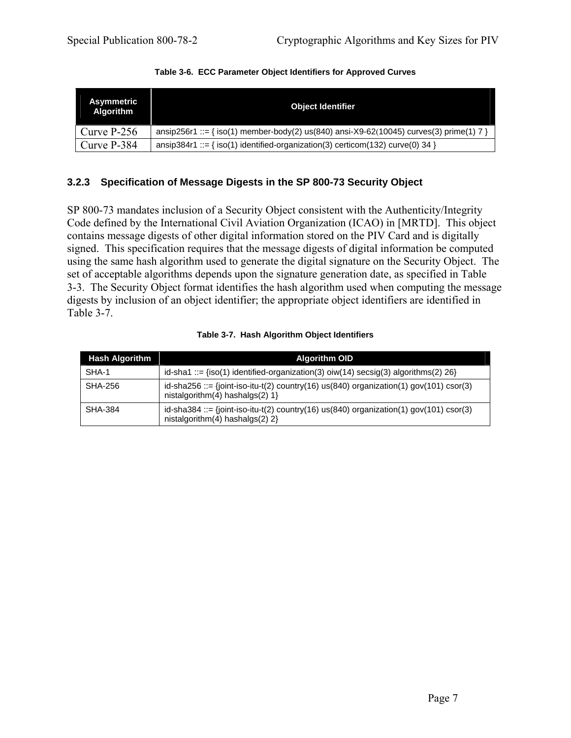Table 3-6. ECC Parameter Object Identifiers for Approved Curves

| Asymmetric Algorithm | Object Identifier |
| --- | --- |
| Curve P-256 | ansip256r1 ::= { iso(1) member-body(2) us(840) ansi-X9-62(10045) curves(3) prime(1) 7 } |
| Curve P-384 | ansip384r1 ::= { iso(1) identified-organization(3) certicom(132) curve(0) 34 } |

### 3.2.3 Specification of Message Digests in the SP 800-73 Security Object

SP 800-73 mandates inclusion of a Security Object consistent with the Authenticity/Integrity Code defined by the International Civil Aviation Organization (ICAO) in [MRTD]. This object contains message digests of other digital information stored on the PIV Card and is digitally signed. This specification requires that the message digests of digital information be computed using the same hash algorithm used to generate the digital signature on the Security Object. The set of acceptable algorithms depends upon the signature generation date, as specified in Table 3-3. The Security Object format identifies the hash algorithm used when computing the message digests by inclusion of an object identifier; the appropriate object identifiers are identified in Table 3-7.

Table 3-7. Hash Algorithm Object Identifiers

| Hash Algorithm | Algorithm OID |
| --- | --- |
| SHA-1 | id-sha1 ::= {iso(1) identified-organization(3) oiw(14) secsig(3) algorithms(2) 26} |
| SHA-256 | id-sha256 ::= {joint-iso-itu-t(2) country(16) us(840) organization(1) gov(101) csor(3) nistalgorithm(4) hashalgs(2) 1} |
| SHA-384 | id-sha384 ::= {joint-iso-itu-t(2) country(16) us(840) organization(1) gov(101) csor(3) nistalgorithm(4) hashalgs(2) 2} |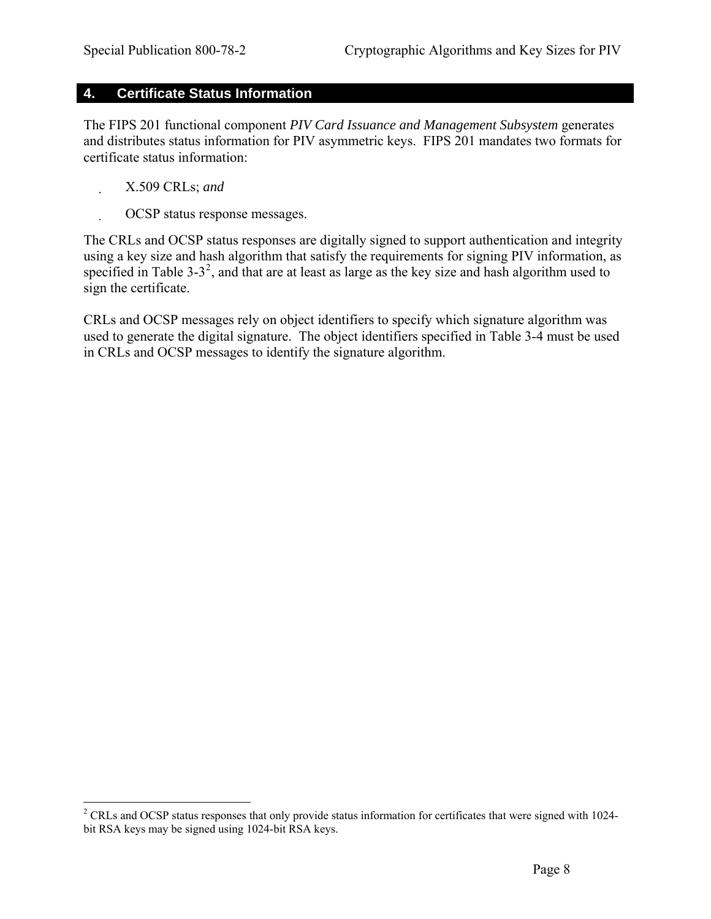# 4. Certificate Status Information

The FIPS 201 functional component *PIV Card Issuance and Management Subsystem* generates and distributes status information for PIV asymmetric keys. FIPS 201 mandates two formats for certificate status information:

- X.509 CRLs; *and*
- OCSP status response messages.

The CRLs and OCSP status responses are digitally signed to support authentication and integrity using a key size and hash algorithm that satisfy the requirements for signing PIV information, as specified in Table 3-3[2], and that are at least as large as the key size and hash algorithm used to sign the certificate.

CRLs and OCSP messages rely on object identifiers to specify which signature algorithm was used to generate the digital signature. The object identifiers specified in Table 3-4 must be used in CRLs and OCSP messages to identify the signature algorithm.

---

[2] CRLs and OCSP status responses that only provide status information for certificates that were signed with 1024-bit RSA keys may be signed using 1024-bit RSA keys.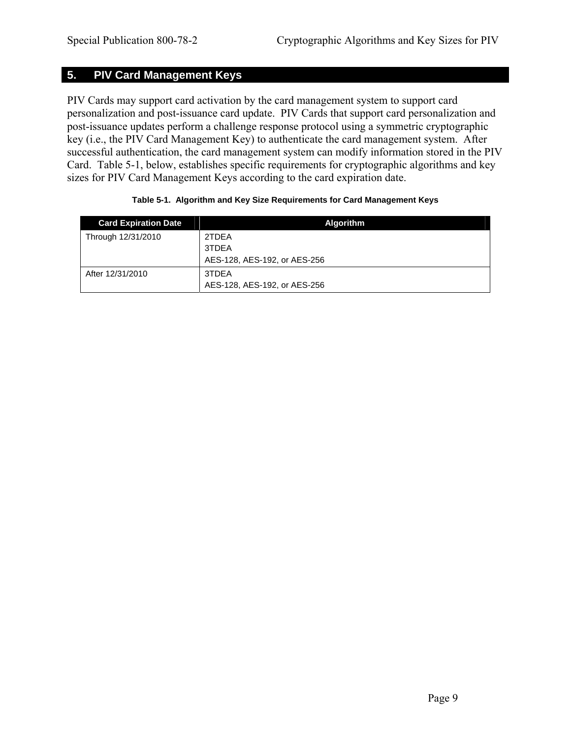# 5. PIV Card Management Keys

PIV Cards may support card activation by the card management system to support card personalization and post-issuance card update. PIV Cards that support card personalization and post-issuance updates perform a challenge response protocol using a symmetric cryptographic key (i.e., the PIV Card Management Key) to authenticate the card management system. After successful authentication, the card management system can modify information stored in the PIV Card. Table 5-1, below, establishes specific requirements for cryptographic algorithms and key sizes for PIV Card Management Keys according to the card expiration date.

**Table 5-1. Algorithm and Key Size Requirements for Card Management Keys**

| Card Expiration Date | Algorithm |
|---|---|
| Through 12/31/2010 | 2TDEA<br>3TDEA<br>AES-128, AES-192, or AES-256 |
| After 12/31/2010 | 3TDEA<br>AES-128, AES-192, or AES-256 |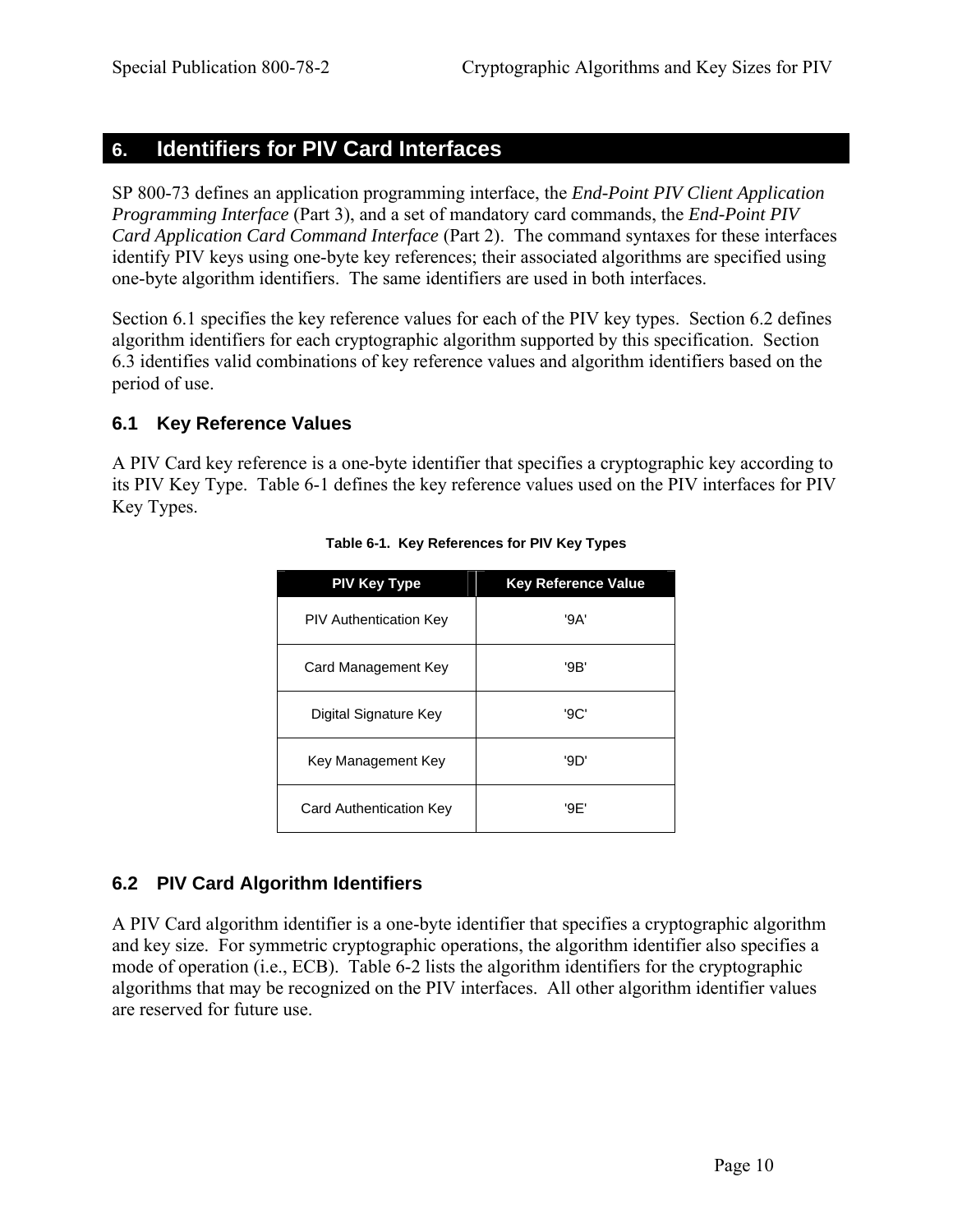# 6. Identifiers for PIV Card Interfaces

SP 800-73 defines an application programming interface, the *End-Point PIV Client Application Programming Interface* (Part 3), and a set of mandatory card commands, the *End-Point PIV Card Application Card Command Interface* (Part 2). The command syntaxes for these interfaces identify PIV keys using one-byte key references; their associated algorithms are specified using one-byte algorithm identifiers. The same identifiers are used in both interfaces.

Section 6.1 specifies the key reference values for each of the PIV key types. Section 6.2 defines algorithm identifiers for each cryptographic algorithm supported by this specification. Section 6.3 identifies valid combinations of key reference values and algorithm identifiers based on the period of use.

## 6.1 Key Reference Values

A PIV Card key reference is a one-byte identifier that specifies a cryptographic key according to its PIV Key Type. Table 6-1 defines the key reference values used on the PIV interfaces for PIV Key Types.

**Table 6-1. Key References for PIV Key Types**

| PIV Key Type | Key Reference Value |
|---|---|
| PIV Authentication Key | '9A' |
| Card Management Key | '9B' |
| Digital Signature Key | '9C' |
| Key Management Key | '9D' |
| Card Authentication Key | '9E' |

## 6.2 PIV Card Algorithm Identifiers

A PIV Card algorithm identifier is a one-byte identifier that specifies a cryptographic algorithm and key size. For symmetric cryptographic operations, the algorithm identifier also specifies a mode of operation (i.e., ECB). Table 6-2 lists the algorithm identifiers for the cryptographic algorithms that may be recognized on the PIV interfaces. All other algorithm identifier values are reserved for future use.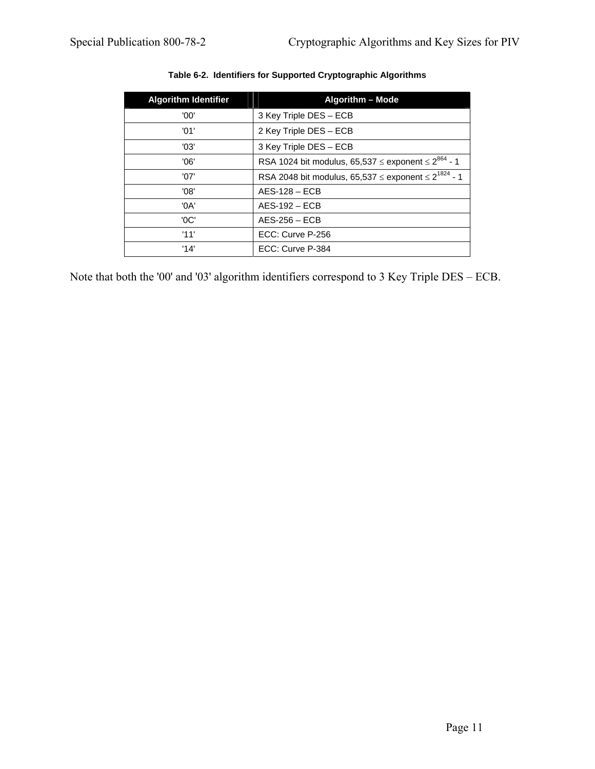**Table 6-2. Identifiers for Supported Cryptographic Algorithms**

| Algorithm Identifier | Algorithm – Mode |
|---|---|
| '00' | 3 Key Triple DES – ECB |
| '01' | 2 Key Triple DES – ECB |
| '03' | 3 Key Triple DES – ECB |
| '06' | RSA 1024 bit modulus, 65,537 ≤ exponent ≤ $2^{864}$ - 1 |
| '07' | RSA 2048 bit modulus, 65,537 ≤ exponent ≤ $2^{1824}$ - 1 |
| '08' | AES-128 – ECB |
| '0A' | AES-192 – ECB |
| '0C' | AES-256 – ECB |
| '11' | ECC: Curve P-256 |
| '14' | ECC: Curve P-384 |

Note that both the '00' and '03' algorithm identifiers correspond to 3 Key Triple DES – ECB.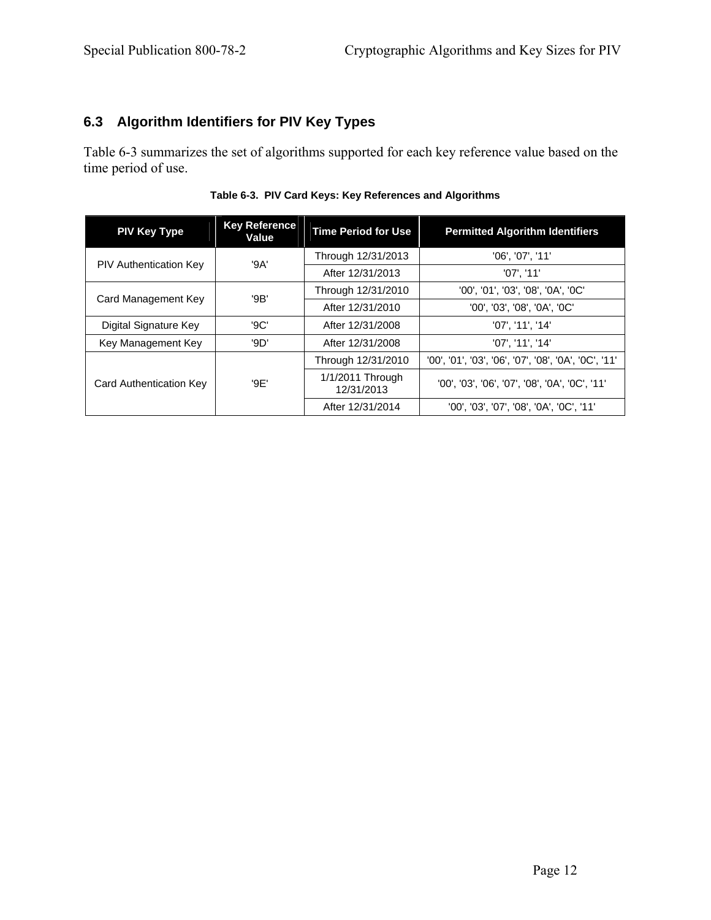### 6.3 Algorithm Identifiers for PIV Key Types

Table 6-3 summarizes the set of algorithms supported for each key reference value based on the time period of use.

**Table 6-3. PIV Card Keys: Key References and Algorithms**

| PIV Key Type | Key Reference Value | Time Period for Use | Permitted Algorithm Identifiers |
|---|---|---|---|
| PIV Authentication Key | '9A' | Through 12/31/2013 | '06', '07', '11' |
| | | After 12/31/2013 | '07', '11' |
| Card Management Key | '9B' | Through 12/31/2010 | '00', '01', '03', '08', '0A', '0C' |
| | | After 12/31/2010 | '00', '03', '08', '0A', '0C' |
| Digital Signature Key | '9C' | After 12/31/2008 | '07', '11', '14' |
| Key Management Key | '9D' | After 12/31/2008 | '07', '11', '14' |
| Card Authentication Key | '9E' | Through 12/31/2010 | '00', '01', '03', '06', '07', '08', '0A', '0C', '11' |
| | | 1/1/2011 Through 12/31/2013 | '00', '03', '06', '07', '08', '0A', '0C', '11' |
| | | After 12/31/2014 | '00', '03', '07', '08', '0A', '0C', '11' |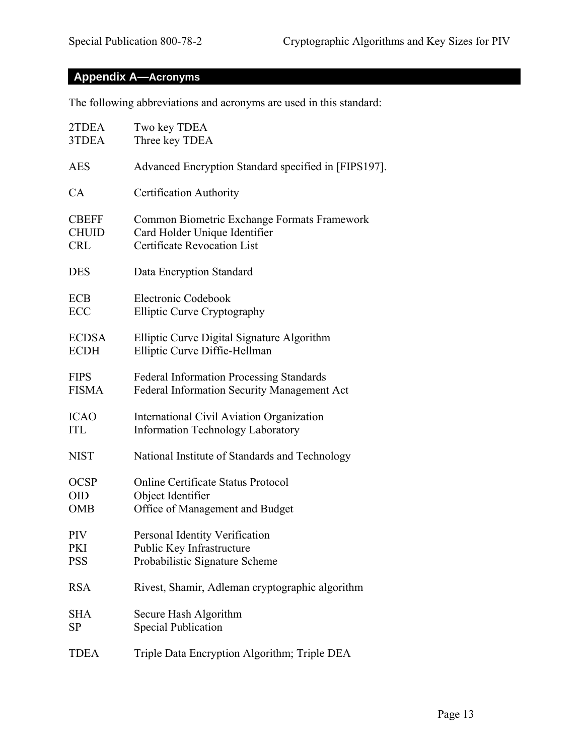## Appendix A—Acronyms

The following abbreviations and acronyms are used in this standard:

| | |
|---|---|
| 2TDEA | Two key TDEA |
| 3TDEA | Three key TDEA |
| AES | Advanced Encryption Standard specified in [FIPS197]. |
| CA | Certification Authority |
| CBEFF | Common Biometric Exchange Formats Framework |
| CHUID | Card Holder Unique Identifier |
| CRL | Certificate Revocation List |
| DES | Data Encryption Standard |
| ECB | Electronic Codebook |
| ECC | Elliptic Curve Cryptography |
| ECDSA | Elliptic Curve Digital Signature Algorithm |
| ECDH | Elliptic Curve Diffie-Hellman |
| FIPS | Federal Information Processing Standards |
| FISMA | Federal Information Security Management Act |
| ICAO | International Civil Aviation Organization |
| ITL | Information Technology Laboratory |
| NIST | National Institute of Standards and Technology |
| OCSP | Online Certificate Status Protocol |
| OID | Object Identifier |
| OMB | Office of Management and Budget |
| PIV | Personal Identity Verification |
| PKI | Public Key Infrastructure |
| PSS | Probabilistic Signature Scheme |
| RSA | Rivest, Shamir, Adleman cryptographic algorithm |
| SHA | Secure Hash Algorithm |
| SP | Special Publication |
| TDEA | Triple Data Encryption Algorithm; Triple DEA |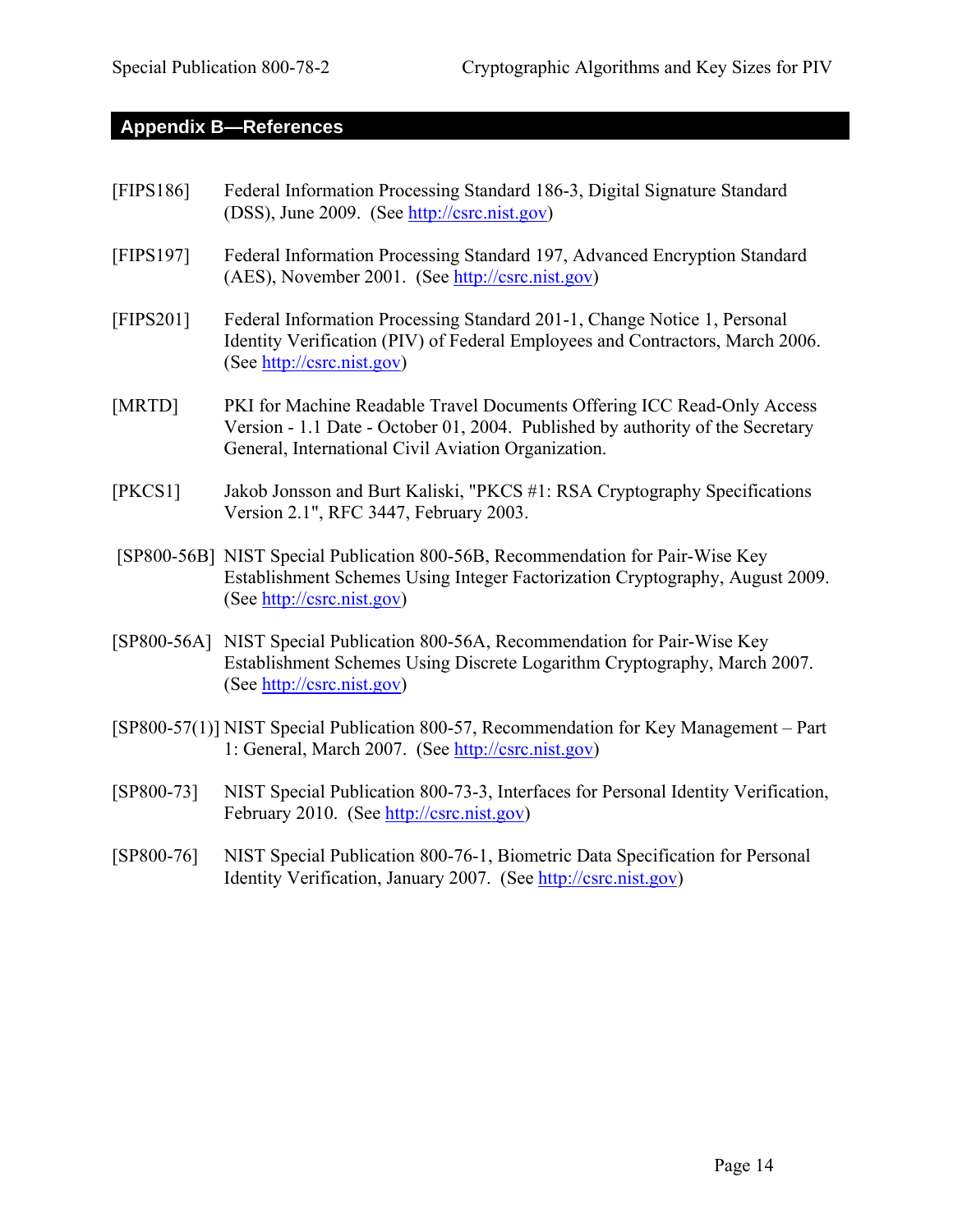## Appendix B—References

[FIPS186] Federal Information Processing Standard 186-3, Digital Signature Standard (DSS), June 2009. (See http://csrc.nist.gov)

[FIPS197] Federal Information Processing Standard 197, Advanced Encryption Standard (AES), November 2001. (See http://csrc.nist.gov)

[FIPS201] Federal Information Processing Standard 201-1, Change Notice 1, Personal Identity Verification (PIV) of Federal Employees and Contractors, March 2006. (See http://csrc.nist.gov)

[MRTD] PKI for Machine Readable Travel Documents Offering ICC Read-Only Access Version - 1.1 Date - October 01, 2004. Published by authority of the Secretary General, International Civil Aviation Organization.

[PKCS1] Jakob Jonsson and Burt Kaliski, "PKCS #1: RSA Cryptography Specifications Version 2.1", RFC 3447, February 2003.

[SP800-56B] NIST Special Publication 800-56B, Recommendation for Pair-Wise Key Establishment Schemes Using Integer Factorization Cryptography, August 2009. (See http://csrc.nist.gov)

[SP800-56A] NIST Special Publication 800-56A, Recommendation for Pair-Wise Key Establishment Schemes Using Discrete Logarithm Cryptography, March 2007. (See http://csrc.nist.gov)

[SP800-57(1)] NIST Special Publication 800-57, Recommendation for Key Management – Part 1: General, March 2007. (See http://csrc.nist.gov)

[SP800-73] NIST Special Publication 800-73-3, Interfaces for Personal Identity Verification, February 2010. (See http://csrc.nist.gov)

[SP800-76] NIST Special Publication 800-76-1, Biometric Data Specification for Personal Identity Verification, January 2007. (See http://csrc.nist.gov)